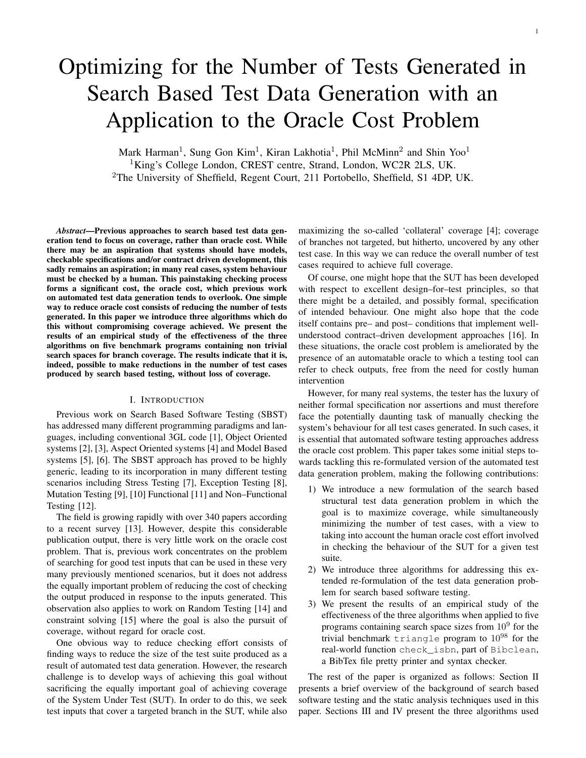# Optimizing for the Number of Tests Generated in Search Based Test Data Generation with an Application to the Oracle Cost Problem

Mark Harman[1], Sung Gon Kim[1], Kiran Lakhotia[1], Phil McMinn[2] and Shin Yoo[1]

[1]King's College London, CREST centre, Strand, London, WC2R 2LS, UK.

[2]The University of Sheffield, Regent Court, 211 Portobello, Sheffield, S1 4DP, UK.

***Abstract*—Previous approaches to search based test data generation tend to focus on coverage, rather than oracle cost. While there may be an aspiration that systems should have models, checkable specifications and/or contract driven development, this sadly remains an aspiration; in many real cases, system behaviour must be checked by a human. This painstaking checking process forms a significant cost, the oracle cost, which previous work on automated test data generation tends to overlook. One simple way to reduce oracle cost consists of reducing the number of tests generated. In this paper we introduce three algorithms which do this without compromising coverage achieved. We present the results of an empirical study of the effectiveness of the three algorithms on five benchmark programs containing non trivial search spaces for branch coverage. The results indicate that it is, indeed, possible to make reductions in the number of test cases produced by search based testing, without loss of coverage.**

## I. Introduction

Previous work on Search Based Software Testing (SBST) has addressed many different programming paradigms and languages, including conventional 3GL code [1], Object Oriented systems [2], [3], Aspect Oriented systems [4] and Model Based systems [5], [6]. The SBST approach has proved to be highly generic, leading to its incorporation in many different testing scenarios including Stress Testing [7], Exception Testing [8], Mutation Testing [9], [10] Functional [11] and Non–Functional Testing [12].

The field is growing rapidly with over 340 papers according to a recent survey [13]. However, despite this considerable publication output, there is very little work on the oracle cost problem. That is, previous work concentrates on the problem of searching for good test inputs that can be used in these very many previously mentioned scenarios, but it does not address the equally important problem of reducing the cost of checking the output produced in response to the inputs generated. This observation also applies to work on Random Testing [14] and constraint solving [15] where the goal is also the pursuit of coverage, without regard for oracle cost.

One obvious way to reduce checking effort consists of finding ways to reduce the size of the test suite produced as a result of automated test data generation. However, the research challenge is to develop ways of achieving this goal without sacrificing the equally important goal of achieving coverage of the System Under Test (SUT). In order to do this, we seek test inputs that cover a targeted branch in the SUT, while also maximizing the so-called 'collateral' coverage [4]; coverage of branches not targeted, but hitherto, uncovered by any other test case. In this way we can reduce the overall number of test cases required to achieve full coverage.

Of course, one might hope that the SUT has been developed with respect to excellent design–for–test principles, so that there might be a detailed, and possibly formal, specification of intended behaviour. One might also hope that the code itself contains pre– and post– conditions that implement well-understood contract–driven development approaches [16]. In these situations, the oracle cost problem is ameliorated by the presence of an automatable oracle to which a testing tool can refer to check outputs, free from the need for costly human intervention

However, for many real systems, the tester has the luxury of neither formal specification nor assertions and must therefore face the potentially daunting task of manually checking the system's behaviour for all test cases generated. In such cases, it is essential that automated software testing approaches address the oracle cost problem. This paper takes some initial steps towards tackling this re-formulated version of the automated test data generation problem, making the following contributions:

1) We introduce a new formulation of the search based structural test data generation problem in which the goal is to maximize coverage, while simultaneously minimizing the number of test cases, with a view to taking into account the human oracle cost effort involved in checking the behaviour of the SUT for a given test suite.
2) We introduce three algorithms for addressing this extended re-formulation of the test data generation problem for search based software testing.
3) We present the results of an empirical study of the effectiveness of the three algorithms when applied to five programs containing search space sizes from $10^9$ for the trivial benchmark `triangle` program to $10^{98}$ for the real-world function `check_isbn`, part of `Bibclean`, a BibTex file pretty printer and syntax checker.

The rest of the paper is organized as follows: Section II presents a brief overview of the background of search based software testing and the static analysis techniques used in this paper. Sections III and IV present the three algorithms used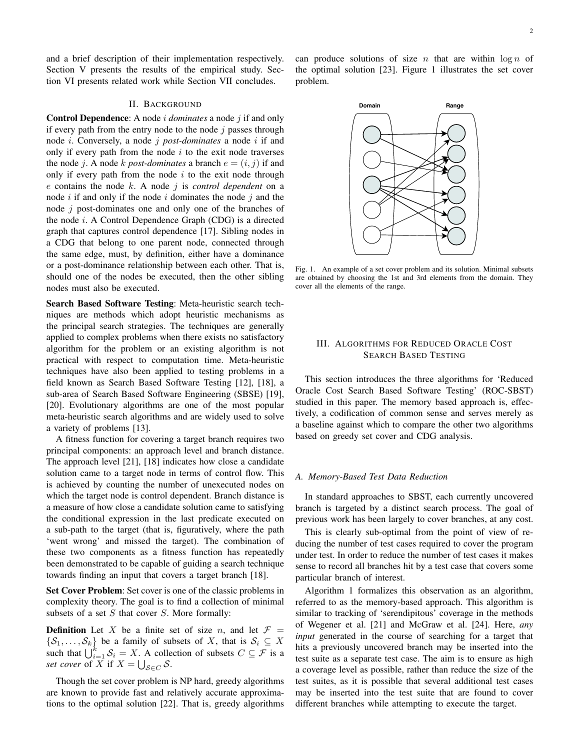and a brief description of their implementation respectively. Section V presents the results of the empirical study. Section VI presents related work while Section VII concludes.

## II. Background

**Control Dependence**: A node $i$ *dominates* a node $j$ if and only if every path from the entry node to the node $j$ passes through node $i$. Conversely, a node $j$ *post-dominates* a node $i$ if and only if every path from the node $i$ to the exit node traverses the node $j$. A node $k$ *post-dominates* a branch $e = (i, j)$ if and only if every path from the node $i$ to the exit node through $e$ contains the node $k$. A node $j$ is *control dependent* on a node $i$ if and only if the node $i$ dominates the node $j$ and the node $j$ post-dominates one and only one of the branches of the node $i$. A Control Dependence Graph (CDG) is a directed graph that captures control dependence [17]. Sibling nodes in a CDG that belong to one parent node, connected through the same edge, must, by definition, either have a dominance or a post-dominance relationship between each other. That is, should one of the nodes be executed, then the other sibling nodes must also be executed.

**Search Based Software Testing**: Meta-heuristic search techniques are methods which adopt heuristic mechanisms as the principal search strategies. The techniques are generally applied to complex problems when there exists no satisfactory algorithm for the problem or an existing algorithm is not practical with respect to computation time. Meta-heuristic techniques have also been applied to testing problems in a field known as Search Based Software Testing [12], [18], a sub-area of Search Based Software Engineering (SBSE) [19], [20]. Evolutionary algorithms are one of the most popular meta-heuristic search algorithms and are widely used to solve a variety of problems [13].

A fitness function for covering a target branch requires two principal components: an approach level and branch distance. The approach level [21], [18] indicates how close a candidate solution came to a target node in terms of control flow. This is achieved by counting the number of unexecuted nodes on which the target node is control dependent. Branch distance is a measure of how close a candidate solution came to satisfying the conditional expression in the last predicate executed on a sub-path to the target (that is, figuratively, where the path 'went wrong' and missed the target). The combination of these two components as a fitness function has repeatedly been demonstrated to be capable of guiding a search technique towards finding an input that covers a target branch [18].

**Set Cover Problem**: Set cover is one of the classic problems in complexity theory. The goal is to find a collection of minimal subsets of a set $S$ that cover $S$. More formally:

**Definition** Let $X$ be a finite set of size $n$, and let $\mathcal{F} = \{\mathcal{S}_1, \ldots, \mathcal{S}_k\}$ be a family of subsets of $X$, that is $\mathcal{S}_i \subseteq X$ such that $\bigcup_{i=1}^{k} \mathcal{S}_i = X$. A collection of subsets $C \subseteq \mathcal{F}$ is a *set cover* of $X$ if $X = \bigcup_{\mathcal{S} \in C} \mathcal{S}$.

Though the set cover problem is NP hard, greedy algorithms are known to provide fast and relatively accurate approximations to the optimal solution [22]. That is, greedy algorithms can produce solutions of size $n$ that are within $\log n$ of the optimal solution [23]. Figure 1 illustrates the set cover problem.

Fig. 1. An example of a set cover problem and its solution. Minimal subsets are obtained by choosing the 1st and 3rd elements from the domain. They cover all the elements of the range.

## III. Algorithms for Reduced Oracle Cost Search Based Testing

This section introduces the three algorithms for 'Reduced Oracle Cost Search Based Software Testing' (ROC-SBST) studied in this paper. The memory based approach is, effectively, a codification of common sense and serves merely as a baseline against which to compare the other two algorithms based on greedy set cover and CDG analysis.

### A. Memory-Based Test Data Reduction

In standard approaches to SBST, each currently uncovered branch is targeted by a distinct search process. The goal of previous work has been largely to cover branches, at any cost.

This is clearly sub-optimal from the point of view of reducing the number of test cases required to cover the program under test. In order to reduce the number of test cases it makes sense to record all branches hit by a test case that covers some particular branch of interest.

Algorithm 1 formalizes this observation as an algorithm, referred to as the memory-based approach. This algorithm is similar to tracking of 'serendipitous' coverage in the methods of Wegener et al. [21] and McGraw et al. [24]. Here, *any input* generated in the course of searching for a target that hits a previously uncovered branch may be inserted into the test suite as a separate test case. The aim is to ensure as high a coverage level as possible, rather than reduce the size of the test suites, as it is possible that several additional test cases may be inserted into the test suite that are found to cover different branches while attempting to execute the target.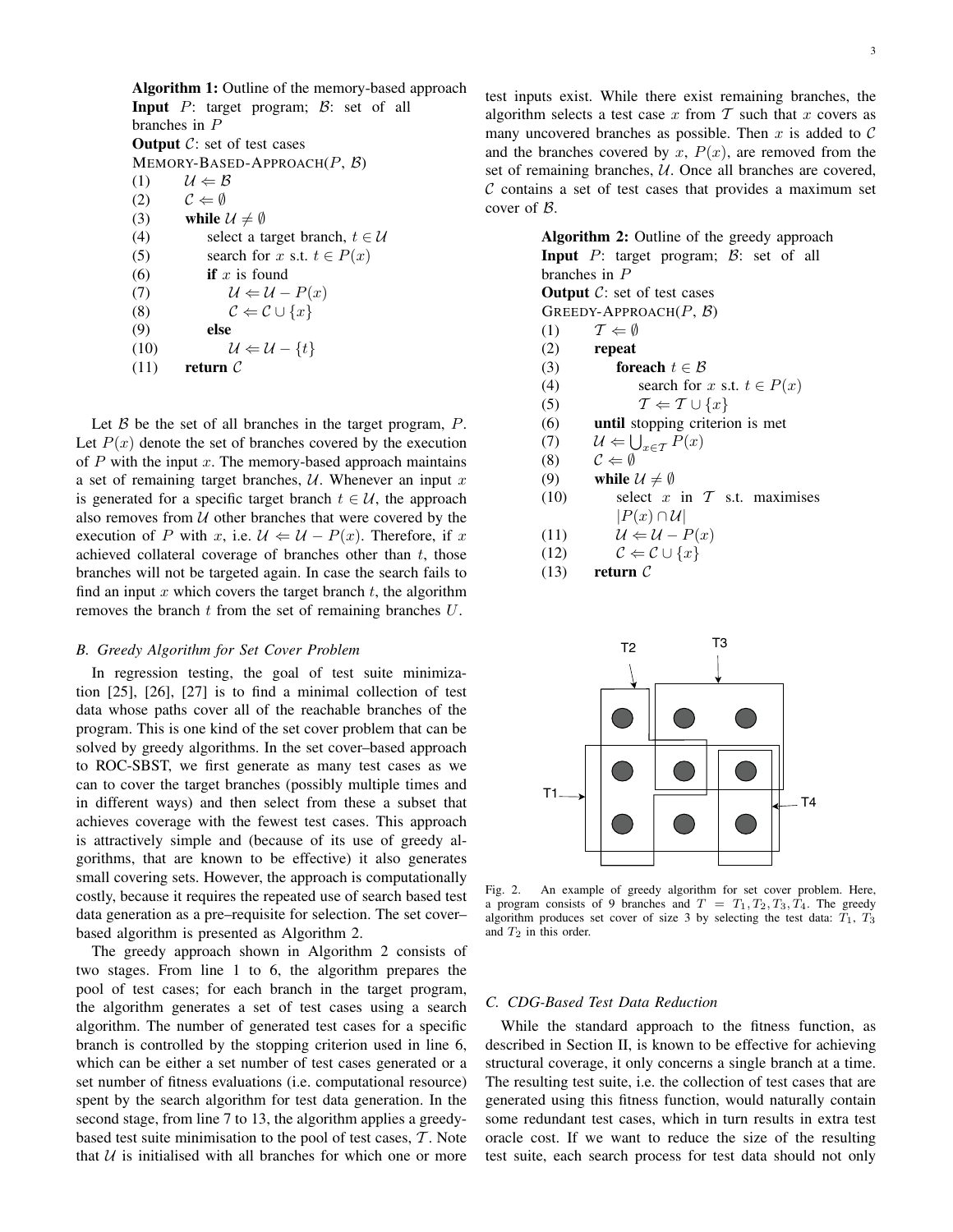**Algorithm 1:** Outline of the memory-based approach
**Input** $P$: target program; $\mathcal{B}$: set of all branches in $P$
**Output** $\mathcal{C}$: set of test cases

MEMORY-BASED-APPROACH($P$, $\mathcal{B}$)

(1) $\mathcal{U} \Leftarrow \mathcal{B}$
(2) $\mathcal{C} \Leftarrow \emptyset$
(3) **while** $\mathcal{U} \neq \emptyset$
(4) select a target branch, $t \in \mathcal{U}$
(5) search for $x$ s.t. $t \in P(x)$
(6) **if** $x$ is found
(7) $\mathcal{U} \Leftarrow \mathcal{U} - P(x)$
(8) $\mathcal{C} \Leftarrow \mathcal{C} \cup \{x\}$
(9) **else**
(10) $\mathcal{U} \Leftarrow \mathcal{U} - \{t\}$
(11) **return** $\mathcal{C}$

Let $\mathcal{B}$ be the set of all branches in the target program, $P$. Let $P(x)$ denote the set of branches covered by the execution of $P$ with the input $x$. The memory-based approach maintains a set of remaining target branches, $\mathcal{U}$. Whenever an input $x$ is generated for a specific target branch $t \in \mathcal{U}$, the approach also removes from $\mathcal{U}$ other branches that were covered by the execution of $P$ with $x$, i.e. $\mathcal{U} \Leftarrow \mathcal{U} - P(x)$. Therefore, if $x$ achieved collateral coverage of branches other than $t$, those branches will not be targeted again. In case the search fails to find an input $x$ which covers the target branch $t$, the algorithm removes the branch $t$ from the set of remaining branches $U$.

### B. Greedy Algorithm for Set Cover Problem

In regression testing, the goal of test suite minimization [25], [26], [27] is to find a minimal collection of test data whose paths cover all of the reachable branches of the program. This is one kind of the set cover problem that can be solved by greedy algorithms. In the set cover–based approach to ROC-SBST, we first generate as many test cases as we can to cover the target branches (possibly multiple times and in different ways) and then select from these a subset that achieves coverage with the fewest test cases. This approach is attractively simple and (because of its use of greedy algorithms, that are known to be effective) it also generates small covering sets. However, the approach is computationally costly, because it requires the repeated use of search based test data generation as a pre–requisite for selection. The set cover–based algorithm is presented as Algorithm 2.

The greedy approach shown in Algorithm 2 consists of two stages. From line 1 to 6, the algorithm prepares the pool of test cases; for each branch in the target program, the algorithm generates a set of test cases using a search algorithm. The number of generated test cases for a specific branch is controlled by the stopping criterion used in line 6, which can be either a set number of test cases generated or a set number of fitness evaluations (i.e. computational resource) spent by the search algorithm for test data generation. In the second stage, from line 7 to 13, the algorithm applies a greedy-based test suite minimisation to the pool of test cases, $\mathcal{T}$. Note that $\mathcal{U}$ is initialised with all branches for which one or more test inputs exist. While there exist remaining branches, the algorithm selects a test case $x$ from $\mathcal{T}$ such that $x$ covers as many uncovered branches as possible. Then $x$ is added to $\mathcal{C}$ and the branches covered by $x$, $P(x)$, are removed from the set of remaining branches, $\mathcal{U}$. Once all branches are covered, $\mathcal{C}$ contains a set of test cases that provides a maximum set cover of $\mathcal{B}$.

**Algorithm 2:** Outline of the greedy approach
**Input** $P$: target program; $\mathcal{B}$: set of all branches in $P$
**Output** $\mathcal{C}$: set of test cases

GREEDY-APPROACH($P$, $\mathcal{B}$)

(1) $\mathcal{T} \Leftarrow \emptyset$
(2) **repeat**
(3) **foreach** $t \in \mathcal{B}$
(4) search for $x$ s.t. $t \in P(x)$
(5) $\mathcal{T} \Leftarrow \mathcal{T} \cup \{x\}$
(6) **until** stopping criterion is met
(7) $\mathcal{U} \Leftarrow \bigcup_{x \in \mathcal{T}} P(x)$
(8) $\mathcal{C} \Leftarrow \emptyset$
(9) **while** $\mathcal{U} \neq \emptyset$
(10) select $x$ in $\mathcal{T}$ s.t. maximises $|P(x) \cap \mathcal{U}|$
(11) $\mathcal{U} \Leftarrow \mathcal{U} - P(x)$
(12) $\mathcal{C} \Leftarrow \mathcal{C} \cup \{x\}$
(13) **return** $\mathcal{C}$

Fig. 2. An example of greedy algorithm for set cover problem. Here, a program consists of 9 branches and $T = T_1, T_2, T_3, T_4$. The greedy algorithm produces set cover of size 3 by selecting the test data: $T_1$, $T_3$ and $T_2$ in this order.

### C. CDG-Based Test Data Reduction

While the standard approach to the fitness function, as described in Section II, is known to be effective for achieving structural coverage, it only concerns a single branch at a time. The resulting test suite, i.e. the collection of test cases that are generated using this fitness function, would naturally contain some redundant test cases, which in turn results in extra test oracle cost. If we want to reduce the size of the resulting test suite, each search process for test data should not only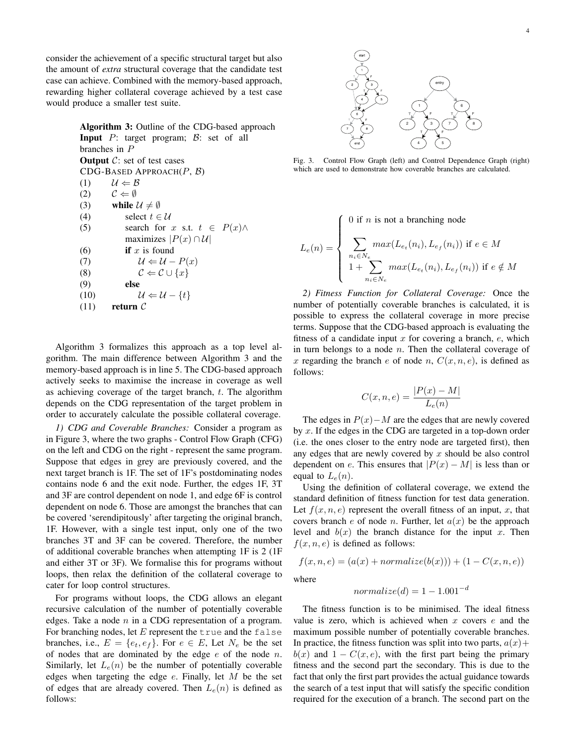consider the achievement of a specific structural target but also the amount of *extra* structural coverage that the candidate test case can achieve. Combined with the memory-based approach, rewarding higher collateral coverage achieved by a test case would produce a smaller test suite.

**Algorithm 3:** Outline of the CDG-based approach
**Input** $P$: target program; $\mathcal{B}$: set of all branches in $P$
**Output** $\mathcal{C}$: set of test cases
CDG-BASED APPROACH($P$, $\mathcal{B}$)

```
(1)  U ⇐ B
(2)  C ⇐ ∅
(3)  while U ≠ ∅
(4)      select t ∈ U
(5)      search for x s.t. t ∈ P(x)∧
         maximizes |P(x) ∩ U|
(6)      if x is found
(7)          U ⇐ U − P(x)
(8)          C ⇐ C ∪ {x}
(9)      else
(10)         U ⇐ U − {t}
(11) return C
```

Algorithm 3 formalizes this approach as a top level algorithm. The main difference between Algorithm 3 and the memory-based approach is in line 5. The CDG-based approach actively seeks to maximise the increase in coverage as well as achieving coverage of the target branch, $t$. The algorithm depends on the CDG representation of the target problem in order to accurately calculate the possible collateral coverage.

*1) CDG and Coverable Branches:* Consider a program as in Figure 3, where the two graphs - Control Flow Graph (CFG) on the left and CDG on the right - represent the same program. Suppose that edges in grey are previously covered, and the next target branch is 1F. The set of 1F's postdominating nodes contains node 6 and the exit node. Further, the edges 1F, 3T and 3F are control dependent on node 1, and edge 6F is control dependent on node 6. Those are amongst the branches that can be covered 'serendipitously' after targeting the original branch, 1F. However, with a single test input, only one of the two branches 3T and 3F can be covered. Therefore, the number of additional coverable branches when attempting 1F is 2 (1F and either 3T or 3F). We formalise this for programs without loops, then relax the definition of the collateral coverage to cater for loop control structures.

For programs without loops, the CDG allows an elegant recursive calculation of the number of potentially coverable edges. Take a node $n$ in a CDG representation of a program. For branching nodes, let $E$ represent the `true` and the `false` branches, i.e., $E = \{e_t, e_f\}$. For $e \in E$, Let $N_e$ be the set of nodes that are dominated by the edge $e$ of the node $n$. Similarly, let $L_e(n)$ be the number of potentially coverable edges when targeting the edge $e$. Finally, let $M$ be the set of edges that are already covered. Then $L_e(n)$ is defined as follows:

Fig. 3. Control Flow Graph (left) and Control Dependence Graph (right) which are used to demonstrate how coverable branches are calculated.

$$L_e(n) = \begin{cases} 0 \text{ if } n \text{ is not a branching node} \\ \displaystyle\sum_{n_i \in N_e} max(L_{e_t}(n_i), L_{e_f}(n_i)) \text{ if } e \in M \\ 1 + \displaystyle\sum_{n_i \in N_e} max(L_{e_t}(n_i), L_{e_f}(n_i)) \text{ if } e \notin M \end{cases}$$

*2) Fitness Function for Collateral Coverage:* Once the number of potentially coverable branches is calculated, it is possible to express the collateral coverage in more precise terms. Suppose that the CDG-based approach is evaluating the fitness of a candidate input $x$ for covering a branch, $e$, which in turn belongs to a node $n$. Then the collateral coverage of $x$ regarding the branch $e$ of node $n$, $C(x, n, e)$, is defined as follows:

$$C(x, n, e) = \frac{|P(x) - M|}{L_e(n)}$$

The edges in $P(x) - M$ are the edges that are newly covered by $x$. If the edges in the CDG are targeted in a top-down order (i.e. the ones closer to the entry node are targeted first), then any edges that are newly covered by $x$ should be also control dependent on $e$. This ensures that $|P(x) - M|$ is less than or equal to $L_e(n)$.

Using the definition of collateral coverage, we extend the standard definition of fitness function for test data generation. Let $f(x, n, e)$ represent the overall fitness of an input, $x$, that covers branch $e$ of node $n$. Further, let $a(x)$ be the approach level and $b(x)$ the branch distance for the input $x$. Then $f(x, n, e)$ is defined as follows:

$$f(x, n, e) = (a(x) + normalize(b(x))) + (1 - C(x, n, e))$$

where

$$normalize(d) = 1 - 1.001^{-d}$$

The fitness function is to be minimised. The ideal fitness value is zero, which is achieved when $x$ covers $e$ and the maximum possible number of potentially coverable branches. In practice, the fitness function was split into two parts, $a(x) + b(x)$ and $1 - C(x, e)$, with the first part being the primary fitness and the second part the secondary. This is due to the fact that only the first part provides the actual guidance towards the search of a test input that will satisfy the specific condition required for the execution of a branch. The second part on the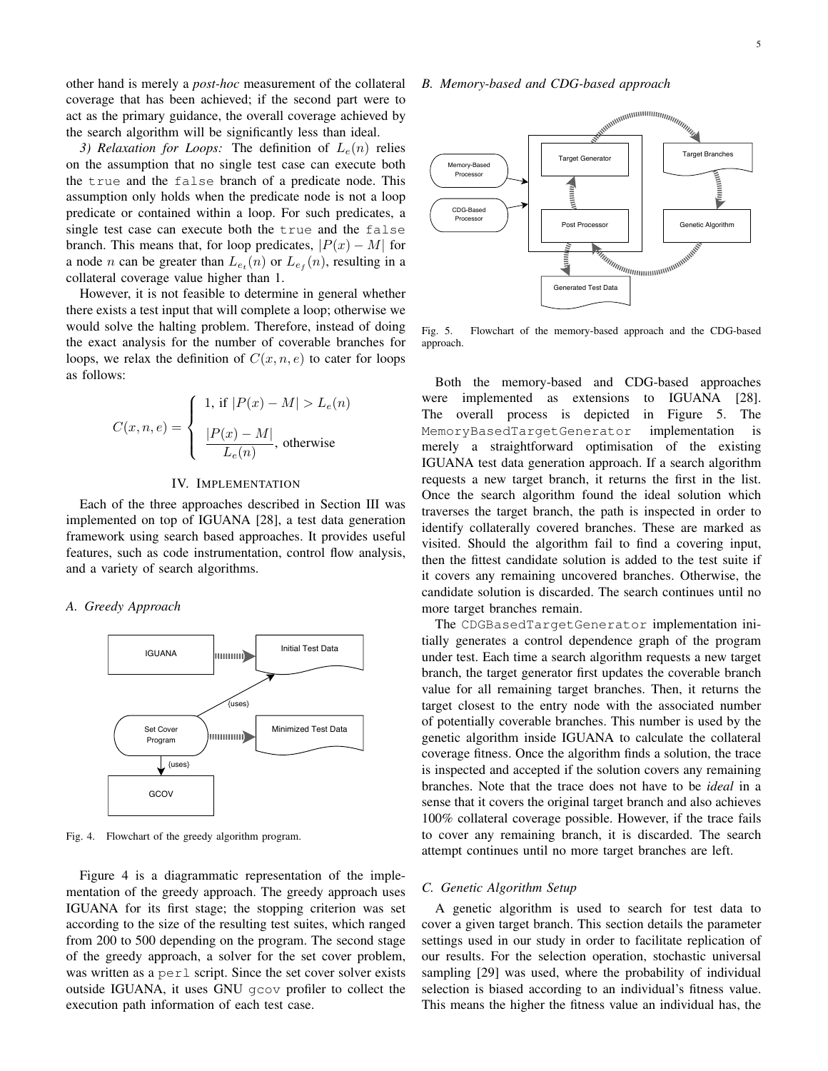other hand is merely a *post-hoc* measurement of the collateral coverage that has been achieved; if the second part were to act as the primary guidance, the overall coverage achieved by the search algorithm will be significantly less than ideal.

*3) Relaxation for Loops:* The definition of $L_e(n)$ relies on the assumption that no single test case can execute both the `true` and the `false` branch of a predicate node. This assumption only holds when the predicate node is not a loop predicate or contained within a loop. For such predicates, a single test case can execute both the `true` and the `false` branch. This means that, for loop predicates, $|P(x) - M|$ for a node $n$ can be greater than $L_{e_t}(n)$ or $L_{e_f}(n)$, resulting in a collateral coverage value higher than 1.

However, it is not feasible to determine in general whether there exists a test input that will complete a loop; otherwise we would solve the halting problem. Therefore, instead of doing the exact analysis for the number of coverable branches for loops, we relax the definition of $C(x, n, e)$ to cater for loops as follows:

$$C(x, n, e) = \begin{cases} 1, \text{ if } |P(x) - M| > L_e(n) \\ \dfrac{|P(x) - M|}{L_e(n)}, \text{ otherwise} \end{cases}$$

## IV. Implementation

Each of the three approaches described in Section III was implemented on top of IGUANA [28], a test data generation framework using search based approaches. It provides useful features, such as code instrumentation, control flow analysis, and a variety of search algorithms.

### A. Greedy Approach

IGUANA

Initial Test Data

{uses}

Set Cover Program

Minimized Test Data

{uses}

GCOV

Fig. 4. Flowchart of the greedy algorithm program.

Figure 4 is a diagrammatic representation of the implementation of the greedy approach. The greedy approach uses IGUANA for its first stage; the stopping criterion was set according to the size of the resulting test suites, which ranged from 200 to 500 depending on the program. The second stage of the greedy approach, a solver for the set cover problem, was written as a `perl` script. Since the set cover solver exists outside IGUANA, it uses GNU `gcov` profiler to collect the execution path information of each test case.

### B. Memory-based and CDG-based approach

Memory-Based Processor

CDG-Based Processor

Target Generator

Post Processor

Target Branches

Genetic Algorithm

Generated Test Data

Fig. 5. Flowchart of the memory-based approach and the CDG-based approach.

Both the memory-based and CDG-based approaches were implemented as extensions to IGUANA [28]. The overall process is depicted in Figure 5. The `MemoryBasedTargetGenerator` implementation is merely a straightforward optimisation of the existing IGUANA test data generation approach. If a search algorithm requests a new target branch, it returns the first in the list. Once the search algorithm found the ideal solution which traverses the target branch, the path is inspected in order to identify collaterally covered branches. These are marked as visited. Should the algorithm fail to find a covering input, then the fittest candidate solution is added to the test suite if it covers any remaining uncovered branches. Otherwise, the candidate solution is discarded. The search continues until no more target branches remain.

The `CDGBasedTargetGenerator` implementation initially generates a control dependence graph of the program under test. Each time a search algorithm requests a new target branch, the target generator first updates the coverable branch value for all remaining target branches. Then, it returns the target closest to the entry node with the associated number of potentially coverable branches. This number is used by the genetic algorithm inside IGUANA to calculate the collateral coverage fitness. Once the algorithm finds a solution, the trace is inspected and accepted if the solution covers any remaining branches. Note that the trace does not have to be *ideal* in a sense that it covers the original target branch and also achieves 100% collateral coverage possible. However, if the trace fails to cover any remaining branch, it is discarded. The search attempt continues until no more target branches are left.

### C. Genetic Algorithm Setup

A genetic algorithm is used to search for test data to cover a given target branch. This section details the parameter settings used in our study in order to facilitate replication of our results. For the selection operation, stochastic universal sampling [29] was used, where the probability of individual selection is biased according to an individual's fitness value. This means the higher the fitness value an individual has, the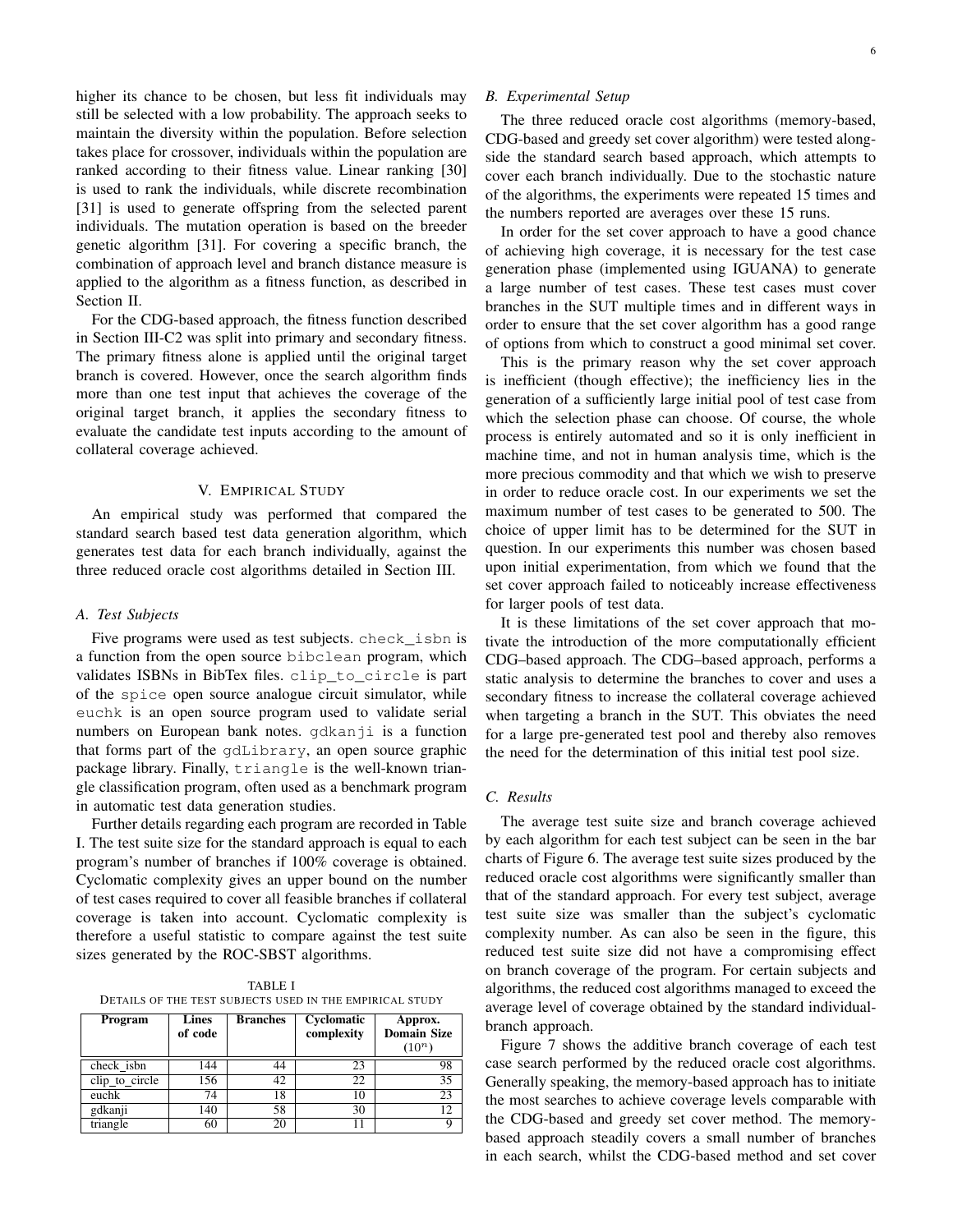higher its chance to be chosen, but less fit individuals may still be selected with a low probability. The approach seeks to maintain the diversity within the population. Before selection takes place for crossover, individuals within the population are ranked according to their fitness value. Linear ranking [30] is used to rank the individuals, while discrete recombination [31] is used to generate offspring from the selected parent individuals. The mutation operation is based on the breeder genetic algorithm [31]. For covering a specific branch, the combination of approach level and branch distance measure is applied to the algorithm as a fitness function, as described in Section II.

For the CDG-based approach, the fitness function described in Section III-C2 was split into primary and secondary fitness. The primary fitness alone is applied until the original target branch is covered. However, once the search algorithm finds more than one test input that achieves the coverage of the original target branch, it applies the secondary fitness to evaluate the candidate test inputs according to the amount of collateral coverage achieved.

## V. Empirical Study

An empirical study was performed that compared the standard search based test data generation algorithm, which generates test data for each branch individually, against the three reduced oracle cost algorithms detailed in Section III.

### A. Test Subjects

Five programs were used as test subjects. `check_isbn` is a function from the open source `bibclean` program, which validates ISBNs in BibTex files. `clip_to_circle` is part of the `spice` open source analogue circuit simulator, while `euchk` is an open source program used to validate serial numbers on European bank notes. `gdkanji` is a function that forms part of the `gdLibrary`, an open source graphic package library. Finally, `triangle` is the well-known triangle classification program, often used as a benchmark program in automatic test data generation studies.

Further details regarding each program are recorded in Table I. The test suite size for the standard approach is equal to each program's number of branches if 100% coverage is obtained. Cyclomatic complexity gives an upper bound on the number of test cases required to cover all feasible branches if collateral coverage is taken into account. Cyclomatic complexity is therefore a useful statistic to compare against the test suite sizes generated by the ROC-SBST algorithms.

TABLE I
Details of the test subjects used in the empirical study

| Program | Lines of code | Branches | Cyclomatic complexity | Approx. Domain Size ($10^n$) |
|---|---|---|---|---|
| check_isbn | 144 | 44 | 23 | 98 |
| clip_to_circle | 156 | 42 | 22 | 35 |
| euchk | 74 | 18 | 10 | 23 |
| gdkanji | 140 | 58 | 30 | 12 |
| triangle | 60 | 20 | 11 | 9 |

### B. Experimental Setup

The three reduced oracle cost algorithms (memory-based, CDG-based and greedy set cover algorithm) were tested alongside the standard search based approach, which attempts to cover each branch individually. Due to the stochastic nature of the algorithms, the experiments were repeated 15 times and the numbers reported are averages over these 15 runs.

In order for the set cover approach to have a good chance of achieving high coverage, it is necessary for the test case generation phase (implemented using IGUANA) to generate a large number of test cases. These test cases must cover branches in the SUT multiple times and in different ways in order to ensure that the set cover algorithm has a good range of options from which to construct a good minimal set cover.

This is the primary reason why the set cover approach is inefficient (though effective); the inefficiency lies in the generation of a sufficiently large initial pool of test case from which the selection phase can choose. Of course, the whole process is entirely automated and so it is only inefficient in machine time, and not in human analysis time, which is the more precious commodity and that which we wish to preserve in order to reduce oracle cost. In our experiments we set the maximum number of test cases to be generated to 500. The choice of upper limit has to be determined for the SUT in question. In our experiments this number was chosen based upon initial experimentation, from which we found that the set cover approach failed to noticeably increase effectiveness for larger pools of test data.

It is these limitations of the set cover approach that motivate the introduction of the more computationally efficient CDG–based approach. The CDG–based approach, performs a static analysis to determine the branches to cover and uses a secondary fitness to increase the collateral coverage achieved when targeting a branch in the SUT. This obviates the need for a large pre-generated test pool and thereby also removes the need for the determination of this initial test pool size.

### C. Results

The average test suite size and branch coverage achieved by each algorithm for each test subject can be seen in the bar charts of Figure 6. The average test suite sizes produced by the reduced oracle cost algorithms were significantly smaller than that of the standard approach. For every test subject, average test suite size was smaller than the subject's cyclomatic complexity number. As can also be seen in the figure, this reduced test suite size did not have a compromising effect on branch coverage of the program. For certain subjects and algorithms, the reduced cost algorithms managed to exceed the average level of coverage obtained by the standard individual-branch approach.

Figure 7 shows the additive branch coverage of each test case search performed by the reduced oracle cost algorithms. Generally speaking, the memory-based approach has to initiate the most searches to achieve coverage levels comparable with the CDG-based and greedy set cover method. The memory-based approach steadily covers a small number of branches in each search, whilst the CDG-based method and set cover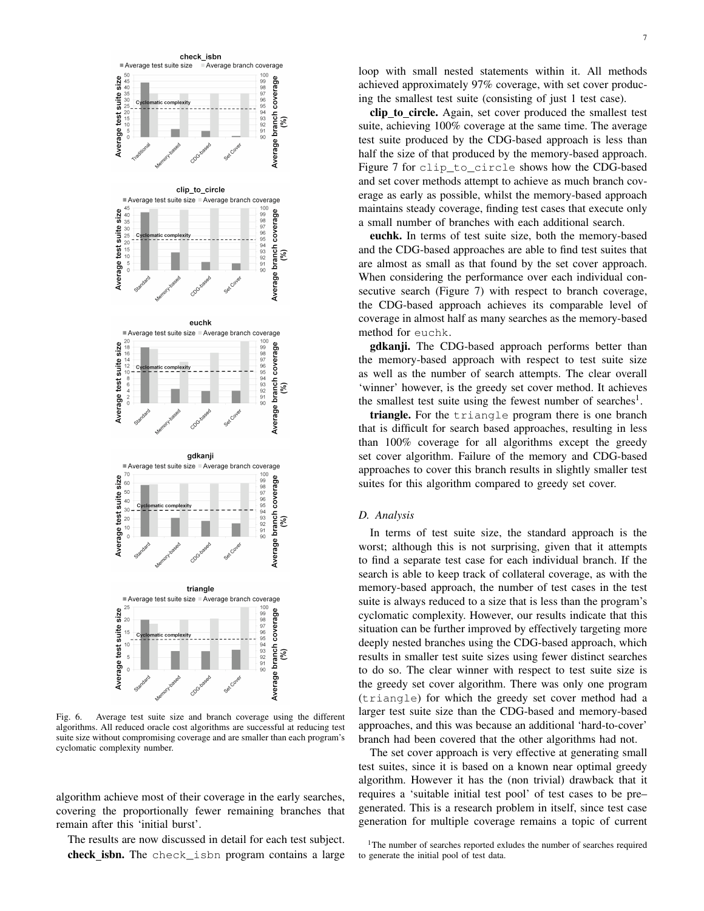check_isbn

■ Average test suite size ■ Average branch coverage

Average test suite size

50
45
40
35
30
25
20
15
10
5
0

Cyclomatic complexity

Average branch coverage (%)

100
99
98
97
96
95
94
93
92
91
90

Traditional
Memory-based
CDG-based
Set Cover

clip_to_circle

■ Average test suite size ■ Average branch coverage

Average test suite size

45
40
35
30
25
20
15
10
5
0

Cyclomatic complexity

Average branch coverage (%)

100
99
98
97
96
95
94
93
92
91
90

Standard
Memory-based
CDG-based
Set Cover

euchk

■ Average test suite size ■ Average branch coverage

Average test suite size

20
18
16
14
12
10
8
6
4
2
0

Cyclomatic complexity

Average branch coverage (%)

100
99
98
97
96
95
94
93
92
91
90

Standard
Memory-based
CDG-based
Set Cover

gdkanji

■ Average test suite size ■ Average branch coverage

Average test suite size

70
60
50
40
30
20
10
0

Cyclomatic complexity

Average branch coverage (%)

100
99
98
97
96
95
94
93
92
91
90

Standard
Memory-based
CDG-based
Set Cover

triangle

■ Average test suite size ■ Average branch coverage

Average test suite size

25
20
15
10
5
0

Cyclomatic complexity

Average branch coverage (%)

100
99
98
97
96
95
94
93
92
91
90

Standard
Memory-based
CDG-based
Set Cover

Fig. 6. Average test suite size and branch coverage using the different algorithms. All reduced oracle cost algorithms are successful at reducing test suite size without compromising coverage and are smaller than each program's cyclomatic complexity number.

algorithm achieve most of their coverage in the early searches, covering the proportionally fewer remaining branches that remain after this 'initial burst'.

The results are now discussed in detail for each test subject.

**check_isbn.** The `check_isbn` program contains a large loop with small nested statements within it. All methods achieved approximately 97% coverage, with set cover producing the smallest test suite (consisting of just 1 test case).

**clip_to_circle.** Again, set cover produced the smallest test suite, achieving 100% coverage at the same time. The average test suite produced by the CDG-based approach is less than half the size of that produced by the memory-based approach. Figure 7 for `clip_to_circle` shows how the CDG-based and set cover methods attempt to achieve as much branch coverage as early as possible, whilst the memory-based approach maintains steady coverage, finding test cases that execute only a small number of branches with each additional search.

**euchk.** In terms of test suite size, both the memory-based and the CDG-based approaches are able to find test suites that are almost as small as that found by the set cover approach. When considering the performance over each individual consecutive search (Figure 7) with respect to branch coverage, the CDG-based approach achieves its comparable level of coverage in almost half as many searches as the memory-based method for `euchk`.

**gdkanji.** The CDG-based approach performs better than the memory-based approach with respect to test suite size as well as the number of search attempts. The clear overall 'winner' however, is the greedy set cover method. It achieves the smallest test suite using the fewest number of searches[1].

**triangle.** For the `triangle` program there is one branch that is difficult for search based approaches, resulting in less than 100% coverage for all algorithms except the greedy set cover algorithm. Failure of the memory and CDG-based approaches to cover this branch results in slightly smaller test suites for this algorithm compared to greedy set cover.

### D. Analysis

In terms of test suite size, the standard approach is the worst; although this is not surprising, given that it attempts to find a separate test case for each individual branch. If the search is able to keep track of collateral coverage, as with the memory-based approach, the number of test cases in the test suite is always reduced to a size that is less than the program's cyclomatic complexity. However, our results indicate that this situation can be further improved by effectively targeting more deeply nested branches using the CDG-based approach, which results in smaller test suite sizes using fewer distinct searches to do so. The clear winner with respect to test suite size is the greedy set cover algorithm. There was only one program (`triangle`) for which the greedy set cover method had a larger test suite size than the CDG-based and memory-based approaches, and this was because an additional 'hard-to-cover' branch had been covered that the other algorithms had not.

The set cover approach is very effective at generating small test suites, since it is based on a known near optimal greedy algorithm. However it has the (non trivial) drawback that it requires a 'suitable initial test pool' of test cases to be pre–generated. This is a research problem in itself, since test case generation for multiple coverage remains a topic of current

[1]The number of searches reported exludes the number of searches required to generate the initial pool of test data.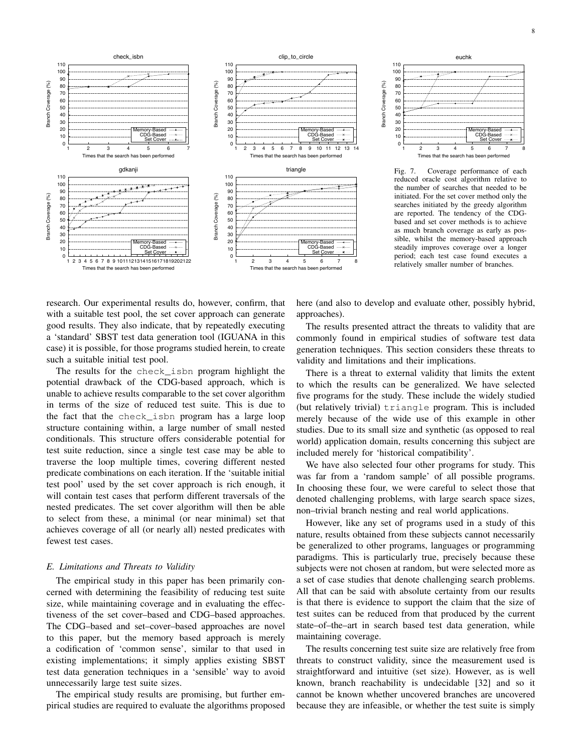Fig. 7. Coverage performance of each reduced oracle cost algorithm relative to the number of searches that needed to be initiated. For the set cover method only the searches initiated by the greedy algorithm are reported. The tendency of the CDG-based and set cover methods is to achieve as much branch coverage as early as possible, whilst the memory-based approach steadily improves coverage over a longer period; each test case found executes a relatively smaller number of branches.

research. Our experimental results do, however, confirm, that with a suitable test pool, the set cover approach can generate good results. They also indicate, that by repeatedly executing a 'standard' SBST test data generation tool (IGUANA in this case) it is possible, for those programs studied herein, to create such a suitable initial test pool.

The results for the check_isbn program highlight the potential drawback of the CDG-based approach, which is unable to achieve results comparable to the set cover algorithm in terms of the size of reduced test suite. This is due to the fact that the check_isbn program has a large loop structure containing within, a large number of small nested conditionals. This structure offers considerable potential for test suite reduction, since a single test case may be able to traverse the loop multiple times, covering different nested predicate combinations on each iteration. If the 'suitable initial test pool' used by the set cover approach is rich enough, it will contain test cases that perform different traversals of the nested predicates. The set cover algorithm will then be able to select from these, a minimal (or near minimal) set that achieves coverage of all (or nearly all) nested predicates with fewest test cases.

### *E. Limitations and Threats to Validity*

The empirical study in this paper has been primarily concerned with determining the feasibility of reducing test suite size, while maintaining coverage and in evaluating the effectiveness of the set cover–based and CDG–based approaches. The CDG–based and set–cover–based approaches are novel to this paper, but the memory based approach is merely a codification of 'common sense', similar to that used in existing implementations; it simply applies existing SBST test data generation techniques in a 'sensible' way to avoid unnecessarily large test suite sizes.

The empirical study results are promising, but further empirical studies are required to evaluate the algorithms proposed here (and also to develop and evaluate other, possibly hybrid, approaches).

The results presented attract the threats to validity that are commonly found in empirical studies of software test data generation techniques. This section considers these threats to validity and limitations and their implications.

There is a threat to external validity that limits the extent to which the results can be generalized. We have selected five programs for the study. These include the widely studied (but relatively trivial) triangle program. This is included merely because of the wide use of this example in other studies. Due to its small size and synthetic (as opposed to real world) application domain, results concerning this subject are included merely for 'historical compatibility'.

We have also selected four other programs for study. This was far from a 'random sample' of all possible programs. In choosing these four, we were careful to select those that denoted challenging problems, with large search space sizes, non–trivial branch nesting and real world applications.

However, like any set of programs used in a study of this nature, results obtained from these subjects cannot necessarily be generalized to other programs, languages or programming paradigms. This is particularly true, precisely because these subjects were not chosen at random, but were selected more as a set of case studies that denote challenging search problems. All that can be said with absolute certainty from our results is that there is evidence to support the claim that the size of test suites can be reduced from that produced by the current state–of–the–art in search based test data generation, while maintaining coverage.

The results concerning test suite size are relatively free from threats to construct validity, since the measurement used is straightforward and intuitive (set size). However, as is well known, branch reachability is undecidable [32] and so it cannot be known whether uncovered branches are uncovered because they are infeasible, or whether the test suite is simply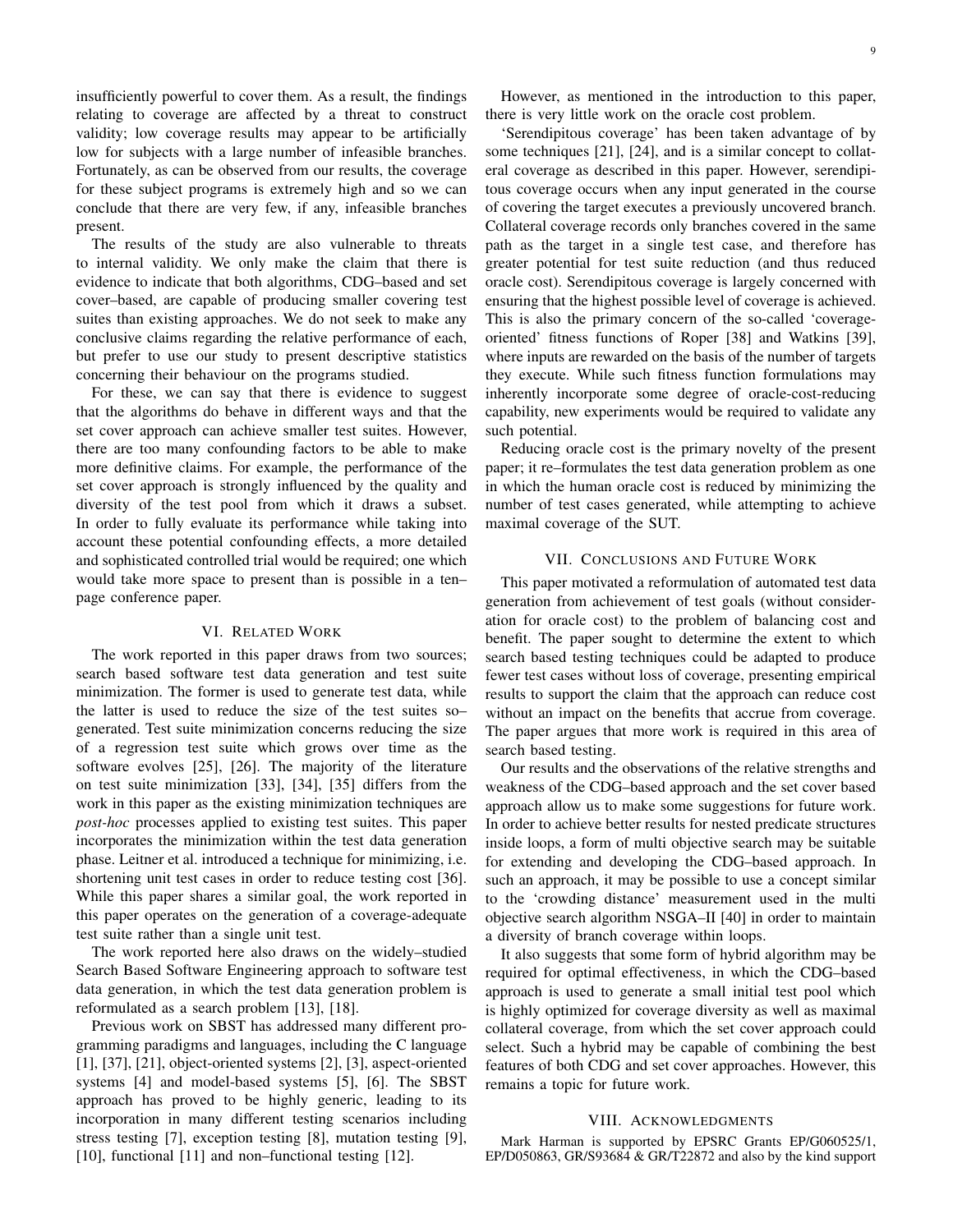insufficiently powerful to cover them. As a result, the findings relating to coverage are affected by a threat to construct validity; low coverage results may appear to be artificially low for subjects with a large number of infeasible branches. Fortunately, as can be observed from our results, the coverage for these subject programs is extremely high and so we can conclude that there are very few, if any, infeasible branches present.

The results of the study are also vulnerable to threats to internal validity. We only make the claim that there is evidence to indicate that both algorithms, CDG–based and set cover–based, are capable of producing smaller covering test suites than existing approaches. We do not seek to make any conclusive claims regarding the relative performance of each, but prefer to use our study to present descriptive statistics concerning their behaviour on the programs studied.

For these, we can say that there is evidence to suggest that the algorithms do behave in different ways and that the set cover approach can achieve smaller test suites. However, there are too many confounding factors to be able to make more definitive claims. For example, the performance of the set cover approach is strongly influenced by the quality and diversity of the test pool from which it draws a subset. In order to fully evaluate its performance while taking into account these potential confounding effects, a more detailed and sophisticated controlled trial would be required; one which would take more space to present than is possible in a ten–page conference paper.

## VI. Related Work

The work reported in this paper draws from two sources; search based software test data generation and test suite minimization. The former is used to generate test data, while the latter is used to reduce the size of the test suites so–generated. Test suite minimization concerns reducing the size of a regression test suite which grows over time as the software evolves [25], [26]. The majority of the literature on test suite minimization [33], [34], [35] differs from the work in this paper as the existing minimization techniques are *post-hoc* processes applied to existing test suites. This paper incorporates the minimization within the test data generation phase. Leitner et al. introduced a technique for minimizing, i.e. shortening unit test cases in order to reduce testing cost [36]. While this paper shares a similar goal, the work reported in this paper operates on the generation of a coverage-adequate test suite rather than a single unit test.

The work reported here also draws on the widely–studied Search Based Software Engineering approach to software test data generation, in which the test data generation problem is reformulated as a search problem [13], [18].

Previous work on SBST has addressed many different programming paradigms and languages, including the C language [1], [37], [21], object-oriented systems [2], [3], aspect-oriented systems [4] and model-based systems [5], [6]. The SBST approach has proved to be highly generic, leading to its incorporation in many different testing scenarios including stress testing [7], exception testing [8], mutation testing [9], [10], functional [11] and non–functional testing [12].

However, as mentioned in the introduction to this paper, there is very little work on the oracle cost problem.

'Serendipitous coverage' has been taken advantage of by some techniques [21], [24], and is a similar concept to collateral coverage as described in this paper. However, serendipitous coverage occurs when any input generated in the course of covering the target executes a previously uncovered branch. Collateral coverage records only branches covered in the same path as the target in a single test case, and therefore has greater potential for test suite reduction (and thus reduced oracle cost). Serendipitous coverage is largely concerned with ensuring that the highest possible level of coverage is achieved. This is also the primary concern of the so-called 'coverage-oriented' fitness functions of Roper [38] and Watkins [39], where inputs are rewarded on the basis of the number of targets they execute. While such fitness function formulations may inherently incorporate some degree of oracle-cost-reducing capability, new experiments would be required to validate any such potential.

Reducing oracle cost is the primary novelty of the present paper; it re–formulates the test data generation problem as one in which the human oracle cost is reduced by minimizing the number of test cases generated, while attempting to achieve maximal coverage of the SUT.

## VII. Conclusions and Future Work

This paper motivated a reformulation of automated test data generation from achievement of test goals (without consideration for oracle cost) to the problem of balancing cost and benefit. The paper sought to determine the extent to which search based testing techniques could be adapted to produce fewer test cases without loss of coverage, presenting empirical results to support the claim that the approach can reduce cost without an impact on the benefits that accrue from coverage. The paper argues that more work is required in this area of search based testing.

Our results and the observations of the relative strengths and weakness of the CDG–based approach and the set cover based approach allow us to make some suggestions for future work. In order to achieve better results for nested predicate structures inside loops, a form of multi objective search may be suitable for extending and developing the CDG–based approach. In such an approach, it may be possible to use a concept similar to the 'crowding distance' measurement used in the multi objective search algorithm NSGA–II [40] in order to maintain a diversity of branch coverage within loops.

It also suggests that some form of hybrid algorithm may be required for optimal effectiveness, in which the CDG–based approach is used to generate a small initial test pool which is highly optimized for coverage diversity as well as maximal collateral coverage, from which the set cover approach could select. Such a hybrid may be capable of combining the best features of both CDG and set cover approaches. However, this remains a topic for future work.

## VIII. Acknowledgments

Mark Harman is supported by EPSRC Grants EP/G060525/1, EP/D050863, GR/S93684 & GR/T22872 and also by the kind support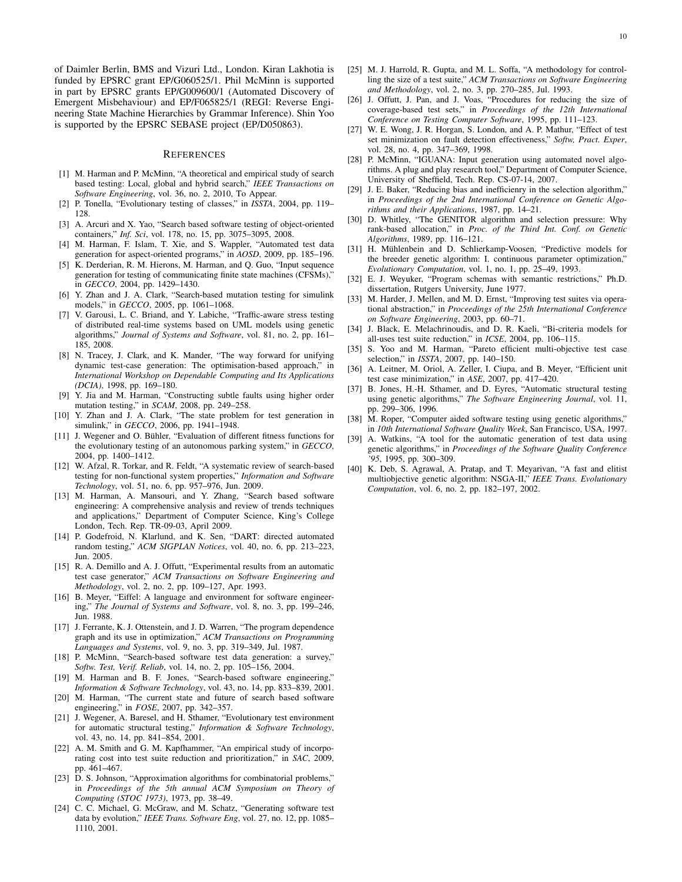of Daimler Berlin, BMS and Vizuri Ltd., London. Kiran Lakhotia is funded by EPSRC grant EP/G060525/1. Phil McMinn is supported in part by EPSRC grants EP/G009600/1 (Automated Discovery of Emergent Misbehaviour) and EP/F065825/1 (REGI: Reverse Engineering State Machine Hierarchies by Grammar Inference). Shin Yoo is supported by the EPSRC SEBASE project (EP/D050863).

## References

[1] M. Harman and P. McMinn, "A theoretical and empirical study of search based testing: Local, global and hybrid search," *IEEE Transactions on Software Engineering*, vol. 36, no. 2, 2010, To Appear.

[2] P. Tonella, "Evolutionary testing of classes," in *ISSTA*, 2004, pp. 119–128.

[3] A. Arcuri and X. Yao, "Search based software testing of object-oriented containers," *Inf. Sci*, vol. 178, no. 15, pp. 3075–3095, 2008.

[4] M. Harman, F. Islam, T. Xie, and S. Wappler, "Automated test data generation for aspect-oriented programs," in *AOSD*, 2009, pp. 185–196.

[5] K. Derderian, R. M. Hierons, M. Harman, and Q. Guo, "Input sequence generation for testing of communicating finite state machines (CFSMs)," in *GECCO*, 2004, pp. 1429–1430.

[6] Y. Zhan and J. A. Clark, "Search-based mutation testing for simulink models," in *GECCO*, 2005, pp. 1061–1068.

[7] V. Garousi, L. C. Briand, and Y. Labiche, "Traffic-aware stress testing of distributed real-time systems based on UML models using genetic algorithms," *Journal of Systems and Software*, vol. 81, no. 2, pp. 161–185, 2008.

[8] N. Tracey, J. Clark, and K. Mander, "The way forward for unifying dynamic test-case generation: The optimisation-based approach," in *International Workshop on Dependable Computing and Its Applications (DCIA)*, 1998, pp. 169–180.

[9] Y. Jia and M. Harman, "Constructing subtle faults using higher order mutation testing," in *SCAM*, 2008, pp. 249–258.

[10] Y. Zhan and J. A. Clark, "The state problem for test generation in simulink," in *GECCO*, 2006, pp. 1941–1948.

[11] J. Wegener and O. Bühler, "Evaluation of different fitness functions for the evolutionary testing of an autonomous parking system," in *GECCO*, 2004, pp. 1400–1412.

[12] W. Afzal, R. Torkar, and R. Feldt, "A systematic review of search-based testing for non-functional system properties," *Information and Software Technology*, vol. 51, no. 6, pp. 957–976, Jun. 2009.

[13] M. Harman, A. Mansouri, and Y. Zhang, "Search based software engineering: A comprehensive analysis and review of trends techniques and applications," Department of Computer Science, King's College London, Tech. Rep. TR-09-03, April 2009.

[14] P. Godefroid, N. Klarlund, and K. Sen, "DART: directed automated random testing," *ACM SIGPLAN Notices*, vol. 40, no. 6, pp. 213–223, Jun. 2005.

[15] R. A. Demillo and A. J. Offutt, "Experimental results from an automatic test case generator," *ACM Transactions on Software Engineering and Methodology*, vol. 2, no. 2, pp. 109–127, Apr. 1993.

[16] B. Meyer, "Eiffel: A language and environment for software engineering," *The Journal of Systems and Software*, vol. 8, no. 3, pp. 199–246, Jun. 1988.

[17] J. Ferrante, K. J. Ottenstein, and J. D. Warren, "The program dependence graph and its use in optimization," *ACM Transactions on Programming Languages and Systems*, vol. 9, no. 3, pp. 319–349, Jul. 1987.

[18] P. McMinn, "Search-based software test data generation: a survey," *Softw. Test, Verif. Reliab*, vol. 14, no. 2, pp. 105–156, 2004.

[19] M. Harman and B. F. Jones, "Search-based software engineering," *Information & Software Technology*, vol. 43, no. 14, pp. 833–839, 2001.

[20] M. Harman, "The current state and future of search based software engineering," in *FOSE*, 2007, pp. 342–357.

[21] J. Wegener, A. Baresel, and H. Sthamer, "Evolutionary test environment for automatic structural testing," *Information & Software Technology*, vol. 43, no. 14, pp. 841–854, 2001.

[22] A. M. Smith and G. M. Kapfhammer, "An empirical study of incorporating cost into test suite reduction and prioritization," in *SAC*, 2009, pp. 461–467.

[23] D. S. Johnson, "Approximation algorithms for combinatorial problems," in *Proceedings of the 5th annual ACM Symposium on Theory of Computing (STOC 1973)*, 1973, pp. 38–49.

[24] C. C. Michael, G. McGraw, and M. Schatz, "Generating software test data by evolution," *IEEE Trans. Software Eng*, vol. 27, no. 12, pp. 1085–1110, 2001.

[25] M. J. Harrold, R. Gupta, and M. L. Soffa, "A methodology for controlling the size of a test suite," *ACM Transactions on Software Engineering and Methodology*, vol. 2, no. 3, pp. 270–285, Jul. 1993.

[26] J. Offutt, J. Pan, and J. Voas, "Procedures for reducing the size of coverage-based test sets," in *Proceedings of the 12th International Conference on Testing Computer Software*, 1995, pp. 111–123.

[27] W. E. Wong, J. R. Horgan, S. London, and A. P. Mathur, "Effect of test set minimization on fault detection effectiveness," *Softw, Pract. Exper*, vol. 28, no. 4, pp. 347–369, 1998.

[28] P. McMinn, "IGUANA: Input generation using automated novel algorithms. A plug and play research tool," Department of Computer Science, University of Sheffield, Tech. Rep. CS-07-14, 2007.

[29] J. E. Baker, "Reducing bias and inefficienry in the selection algorithm," in *Proceedings of the 2nd International Conference on Genetic Algorithms and their Applications*, 1987, pp. 14–21.

[30] D. Whitley, "The GENITOR algorithm and selection pressure: Why rank-based allocation," in *Proc. of the Third Int. Conf. on Genetic Algorithms*, 1989, pp. 116–121.

[31] H. Mühlenbein and D. Schlierkamp-Voosen, "Predictive models for the breeder genetic algorithm: I. continuous parameter optimization," *Evolutionary Computation*, vol. 1, no. 1, pp. 25–49, 1993.

[32] E. J. Weyuker, "Program schemas with semantic restrictions," Ph.D. dissertation, Rutgers University, June 1977.

[33] M. Harder, J. Mellen, and M. D. Ernst, "Improving test suites via operational abstraction," in *Proceedings of the 25th International Conference on Software Engineering*, 2003, pp. 60–71.

[34] J. Black, E. Melachrinoudis, and D. R. Kaeli, "Bi-criteria models for all-uses test suite reduction," in *ICSE*, 2004, pp. 106–115.

[35] S. Yoo and M. Harman, "Pareto efficient multi-objective test case selection," in *ISSTA*, 2007, pp. 140–150.

[36] A. Leitner, M. Oriol, A. Zeller, I. Ciupa, and B. Meyer, "Efficient unit test case minimization," in *ASE*, 2007, pp. 417–420.

[37] B. Jones, H.-H. Sthamer, and D. Eyres, "Automatic structural testing using genetic algorithms," *The Software Engineering Journal*, vol. 11, pp. 299–306, 1996.

[38] M. Roper, "Computer aided software testing using genetic algorithms," in *10th International Software Quality Week*, San Francisco, USA, 1997.

[39] A. Watkins, "A tool for the automatic generation of test data using genetic algorithms," in *Proceedings of the Software Quality Conference '95*, 1995, pp. 300–309.

[40] K. Deb, S. Agrawal, A. Pratap, and T. Meyarivan, "A fast and elitist multiobjective genetic algorithm: NSGA-II," *IEEE Trans. Evolutionary Computation*, vol. 6, no. 2, pp. 182–197, 2002.